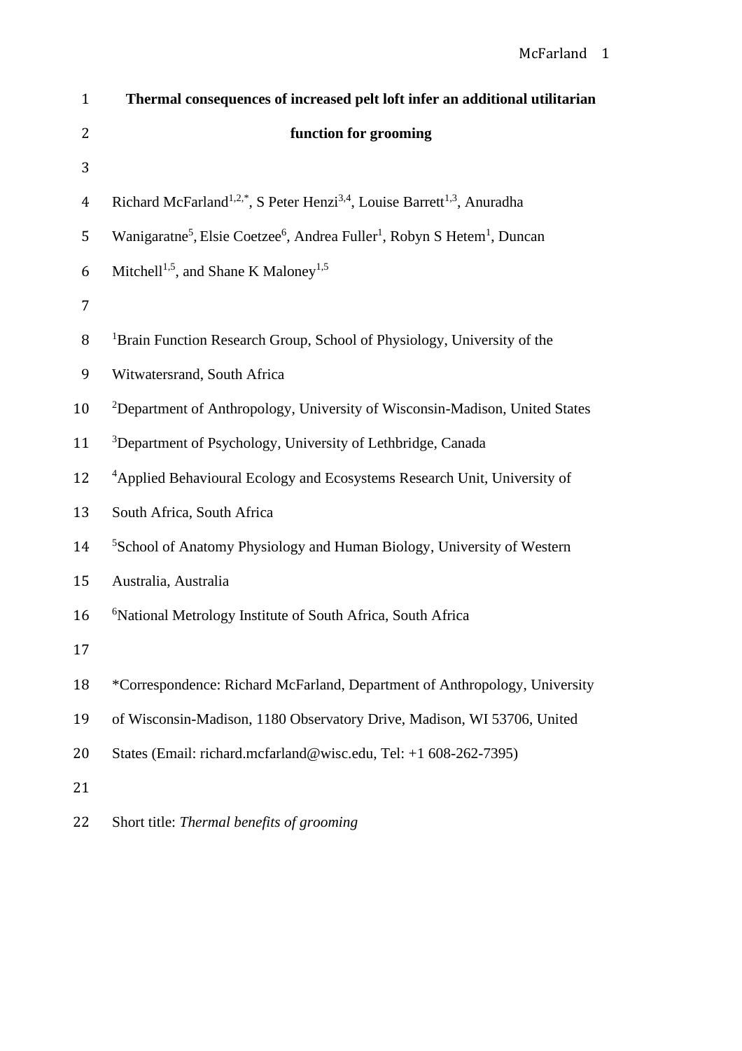# Thermal consequences of increased pelt loft infer an additional utilitarian function for grooming

Richard McFarland[1,2,*], S Peter Henzi[3,4], Louise Barrett[1,3], Anuradha Wanigaratne[5], Elsie Coetzee[6], Andrea Fuller[1], Robyn S Hetem[1], Duncan Mitchell[1,5], and Shane K Maloney[1,5]

[1]Brain Function Research Group, School of Physiology, University of the Witwatersrand, South Africa

[2]Department of Anthropology, University of Wisconsin-Madison, United States

[3]Department of Psychology, University of Lethbridge, Canada

[4]Applied Behavioural Ecology and Ecosystems Research Unit, University of South Africa, South Africa

[5]School of Anatomy Physiology and Human Biology, University of Western Australia, Australia

[6]National Metrology Institute of South Africa, South Africa

*Correspondence: Richard McFarland, Department of Anthropology, University of Wisconsin-Madison, 1180 Observatory Drive, Madison, WI 53706, United States (Email: richard.mcfarland@wisc.edu, Tel: +1 608-262-7395)

Short title: *Thermal benefits of grooming*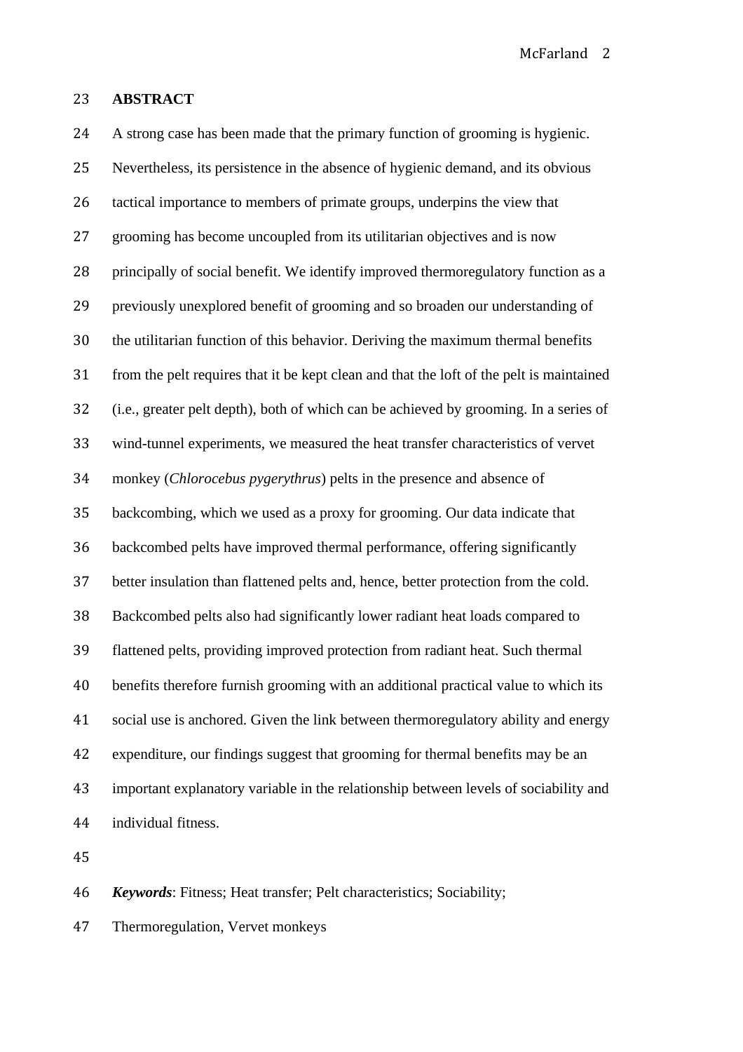**ABSTRACT**

A strong case has been made that the primary function of grooming is hygienic. Nevertheless, its persistence in the absence of hygienic demand, and its obvious tactical importance to members of primate groups, underpins the view that grooming has become uncoupled from its utilitarian objectives and is now principally of social benefit. We identify improved thermoregulatory function as a previously unexplored benefit of grooming and so broaden our understanding of the utilitarian function of this behavior. Deriving the maximum thermal benefits from the pelt requires that it be kept clean and that the loft of the pelt is maintained (i.e., greater pelt depth), both of which can be achieved by grooming. In a series of wind-tunnel experiments, we measured the heat transfer characteristics of vervet monkey (*Chlorocebus pygerythrus*) pelts in the presence and absence of backcombing, which we used as a proxy for grooming. Our data indicate that backcombed pelts have improved thermal performance, offering significantly better insulation than flattened pelts and, hence, better protection from the cold. Backcombed pelts also had significantly lower radiant heat loads compared to flattened pelts, providing improved protection from radiant heat. Such thermal benefits therefore furnish grooming with an additional practical value to which its social use is anchored. Given the link between thermoregulatory ability and energy expenditure, our findings suggest that grooming for thermal benefits may be an important explanatory variable in the relationship between levels of sociability and individual fitness.

***Keywords***: Fitness; Heat transfer; Pelt characteristics; Sociability; Thermoregulation, Vervet monkeys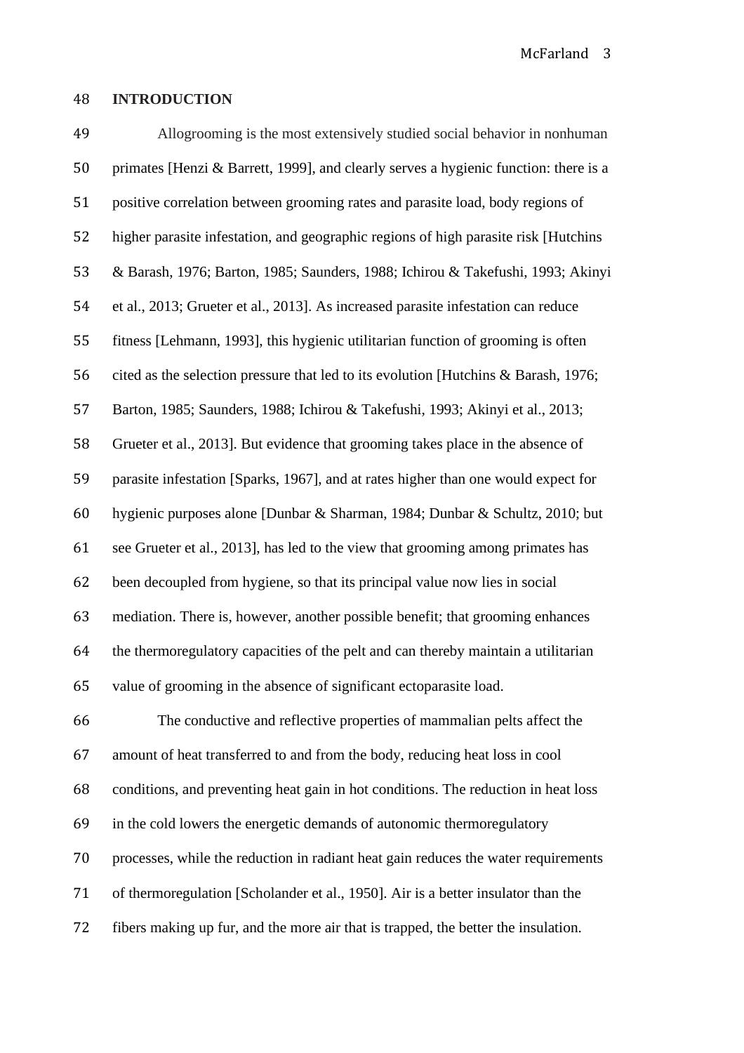## INTRODUCTION

Allogrooming is the most extensively studied social behavior in nonhuman primates [Henzi & Barrett, 1999], and clearly serves a hygienic function: there is a positive correlation between grooming rates and parasite load, body regions of higher parasite infestation, and geographic regions of high parasite risk [Hutchins & Barash, 1976; Barton, 1985; Saunders, 1988; Ichirou & Takefushi, 1993; Akinyi et al., 2013; Grueter et al., 2013]. As increased parasite infestation can reduce fitness [Lehmann, 1993], this hygienic utilitarian function of grooming is often cited as the selection pressure that led to its evolution [Hutchins & Barash, 1976; Barton, 1985; Saunders, 1988; Ichirou & Takefushi, 1993; Akinyi et al., 2013; Grueter et al., 2013]. But evidence that grooming takes place in the absence of parasite infestation [Sparks, 1967], and at rates higher than one would expect for hygienic purposes alone [Dunbar & Sharman, 1984; Dunbar & Schultz, 2010; but see Grueter et al., 2013], has led to the view that grooming among primates has been decoupled from hygiene, so that its principal value now lies in social mediation. There is, however, another possible benefit; that grooming enhances the thermoregulatory capacities of the pelt and can thereby maintain a utilitarian value of grooming in the absence of significant ectoparasite load.

The conductive and reflective properties of mammalian pelts affect the amount of heat transferred to and from the body, reducing heat loss in cool conditions, and preventing heat gain in hot conditions. The reduction in heat loss in the cold lowers the energetic demands of autonomic thermoregulatory processes, while the reduction in radiant heat gain reduces the water requirements of thermoregulation [Scholander et al., 1950]. Air is a better insulator than the fibers making up fur, and the more air that is trapped, the better the insulation.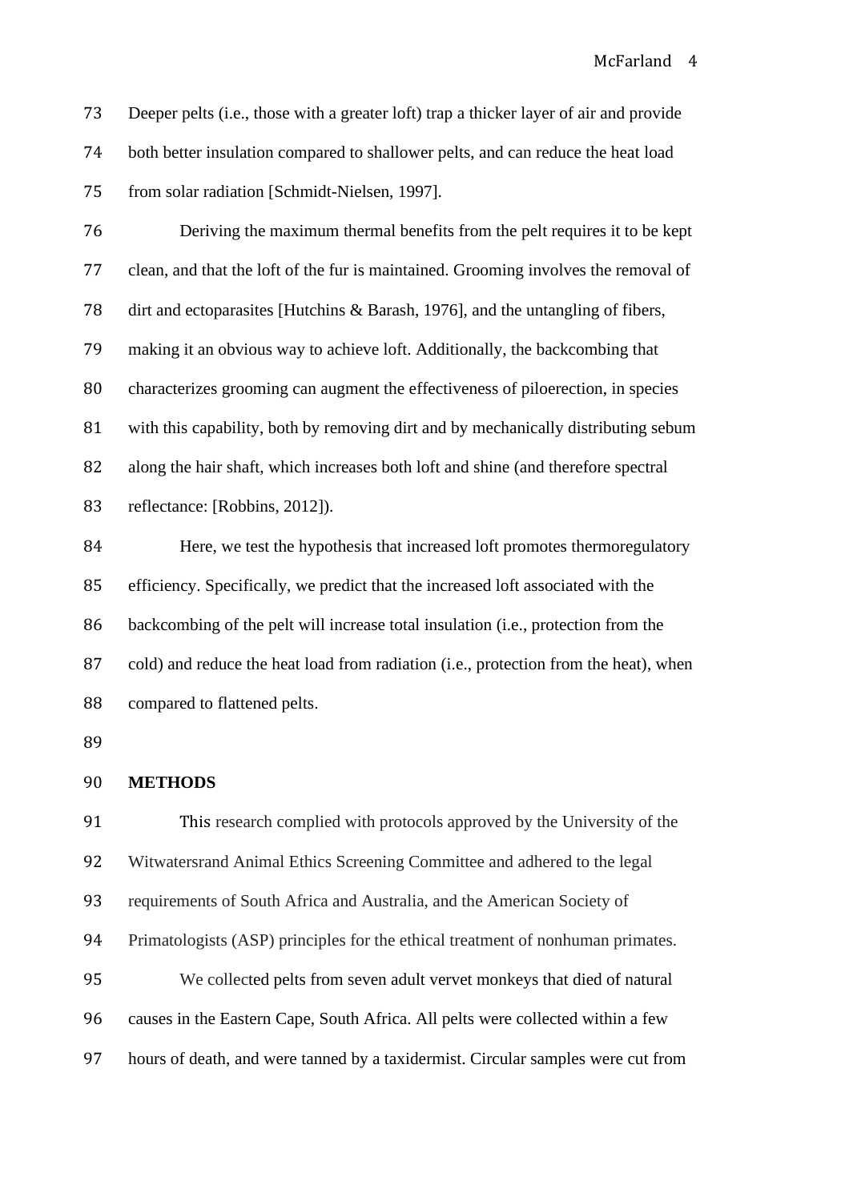Deeper pelts (i.e., those with a greater loft) trap a thicker layer of air and provide both better insulation compared to shallower pelts, and can reduce the heat load from solar radiation [Schmidt-Nielsen, 1997].

Deriving the maximum thermal benefits from the pelt requires it to be kept clean, and that the loft of the fur is maintained. Grooming involves the removal of dirt and ectoparasites [Hutchins & Barash, 1976], and the untangling of fibers, making it an obvious way to achieve loft. Additionally, the backcombing that characterizes grooming can augment the effectiveness of piloerection, in species with this capability, both by removing dirt and by mechanically distributing sebum along the hair shaft, which increases both loft and shine (and therefore spectral reflectance: [Robbins, 2012]).

Here, we test the hypothesis that increased loft promotes thermoregulatory efficiency. Specifically, we predict that the increased loft associated with the backcombing of the pelt will increase total insulation (i.e., protection from the cold) and reduce the heat load from radiation (i.e., protection from the heat), when compared to flattened pelts.

## METHODS

This research complied with protocols approved by the University of the Witwatersrand Animal Ethics Screening Committee and adhered to the legal requirements of South Africa and Australia, and the American Society of Primatologists (ASP) principles for the ethical treatment of nonhuman primates.

We collected pelts from seven adult vervet monkeys that died of natural causes in the Eastern Cape, South Africa. All pelts were collected within a few hours of death, and were tanned by a taxidermist. Circular samples were cut from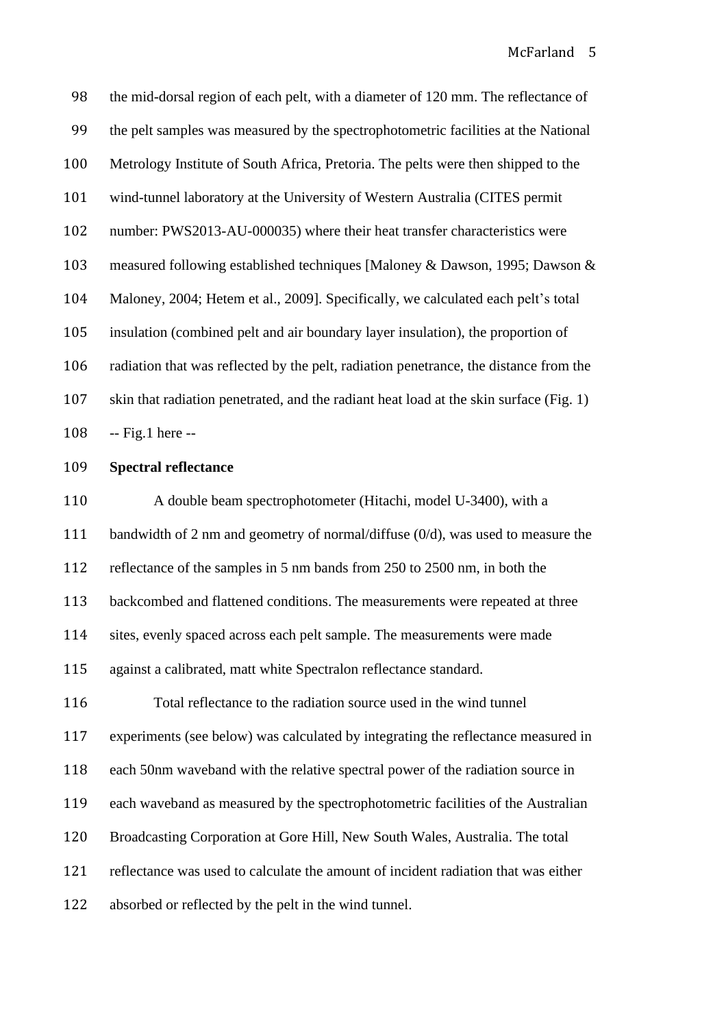the mid-dorsal region of each pelt, with a diameter of 120 mm. The reflectance of the pelt samples was measured by the spectrophotometric facilities at the National Metrology Institute of South Africa, Pretoria. The pelts were then shipped to the wind-tunnel laboratory at the University of Western Australia (CITES permit number: PWS2013-AU-000035) where their heat transfer characteristics were measured following established techniques [Maloney & Dawson, 1995; Dawson & Maloney, 2004; Hetem et al., 2009]. Specifically, we calculated each pelt's total insulation (combined pelt and air boundary layer insulation), the proportion of radiation that was reflected by the pelt, radiation penetrance, the distance from the skin that radiation penetrated, and the radiant heat load at the skin surface (Fig. 1)

-- Fig.1 here --

**Spectral reflectance**

A double beam spectrophotometer (Hitachi, model U-3400), with a bandwidth of 2 nm and geometry of normal/diffuse (0/d), was used to measure the reflectance of the samples in 5 nm bands from 250 to 2500 nm, in both the backcombed and flattened conditions. The measurements were repeated at three sites, evenly spaced across each pelt sample. The measurements were made against a calibrated, matt white Spectralon reflectance standard.

Total reflectance to the radiation source used in the wind tunnel experiments (see below) was calculated by integrating the reflectance measured in each 50nm waveband with the relative spectral power of the radiation source in each waveband as measured by the spectrophotometric facilities of the Australian Broadcasting Corporation at Gore Hill, New South Wales, Australia. The total reflectance was used to calculate the amount of incident radiation that was either absorbed or reflected by the pelt in the wind tunnel.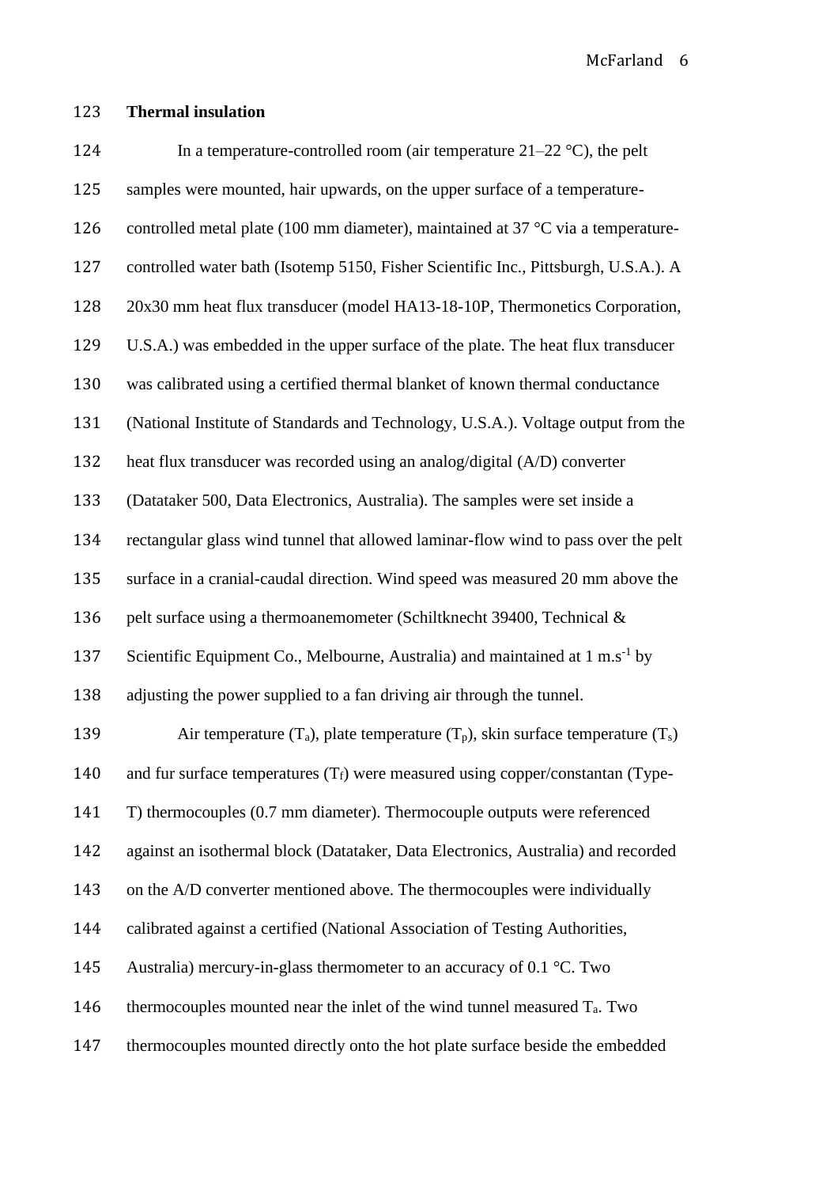**Thermal insulation**

In a temperature-controlled room (air temperature 21–22 °C), the pelt samples were mounted, hair upwards, on the upper surface of a temperature-controlled metal plate (100 mm diameter), maintained at 37 °C via a temperature-controlled water bath (Isotemp 5150, Fisher Scientific Inc., Pittsburgh, U.S.A.). A 20x30 mm heat flux transducer (model HA13-18-10P, Thermonetics Corporation, U.S.A.) was embedded in the upper surface of the plate. The heat flux transducer was calibrated using a certified thermal blanket of known thermal conductance (National Institute of Standards and Technology, U.S.A.). Voltage output from the heat flux transducer was recorded using an analog/digital (A/D) converter (Datataker 500, Data Electronics, Australia). The samples were set inside a rectangular glass wind tunnel that allowed laminar-flow wind to pass over the pelt surface in a cranial-caudal direction. Wind speed was measured 20 mm above the pelt surface using a thermoanemometer (Schiltknecht 39400, Technical & Scientific Equipment Co., Melbourne, Australia) and maintained at 1 $m.s^{-1}$ by adjusting the power supplied to a fan driving air through the tunnel.

Air temperature ($T_a$), plate temperature ($T_p$), skin surface temperature ($T_s$) and fur surface temperatures ($T_f$) were measured using copper/constantan (Type-T) thermocouples (0.7 mm diameter). Thermocouple outputs were referenced against an isothermal block (Datataker, Data Electronics, Australia) and recorded on the A/D converter mentioned above. The thermocouples were individually calibrated against a certified (National Association of Testing Authorities, Australia) mercury-in-glass thermometer to an accuracy of 0.1 °C. Two thermocouples mounted near the inlet of the wind tunnel measured $T_a$. Two thermocouples mounted directly onto the hot plate surface beside the embedded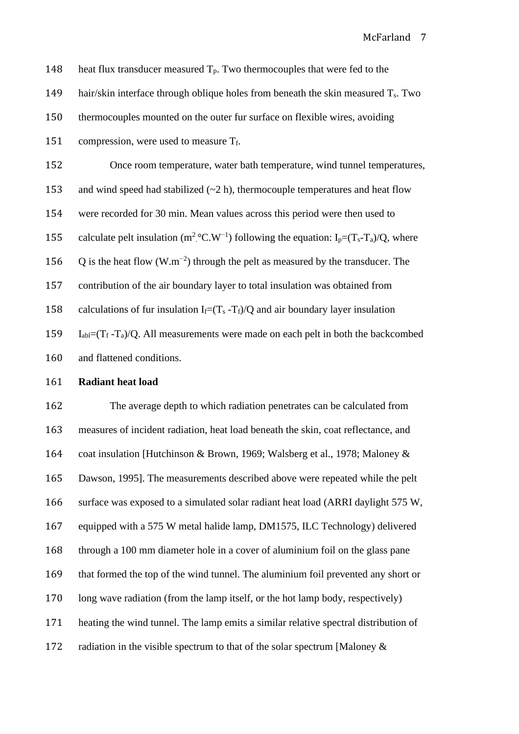heat flux transducer measured $T_p$. Two thermocouples that were fed to the hair/skin interface through oblique holes from beneath the skin measured $T_s$. Two thermocouples mounted on the outer fur surface on flexible wires, avoiding compression, were used to measure $T_f$.

Once room temperature, water bath temperature, wind tunnel temperatures, and wind speed had stabilized (~2 h), thermocouple temperatures and heat flow were recorded for 30 min. Mean values across this period were then used to calculate pelt insulation ($m^2.°C.W^{-1}$) following the equation: $I_p=(T_s-T_a)/Q$, where Q is the heat flow ($W.m^{-2}$) through the pelt as measured by the transducer. The contribution of the air boundary layer to total insulation was obtained from calculations of fur insulation $I_f=(T_s - T_f)/Q$ and air boundary layer insulation $I_{abl}=(T_f - T_a)/Q$. All measurements were made on each pelt in both the backcombed and flattened conditions.

**Radiant heat load**

The average depth to which radiation penetrates can be calculated from measures of incident radiation, heat load beneath the skin, coat reflectance, and coat insulation [Hutchinson & Brown, 1969; Walsberg et al., 1978; Maloney & Dawson, 1995]. The measurements described above were repeated while the pelt surface was exposed to a simulated solar radiant heat load (ARRI daylight 575 W, equipped with a 575 W metal halide lamp, DM1575, ILC Technology) delivered through a 100 mm diameter hole in a cover of aluminium foil on the glass pane that formed the top of the wind tunnel. The aluminium foil prevented any short or long wave radiation (from the lamp itself, or the hot lamp body, respectively) heating the wind tunnel. The lamp emits a similar relative spectral distribution of radiation in the visible spectrum to that of the solar spectrum [Maloney &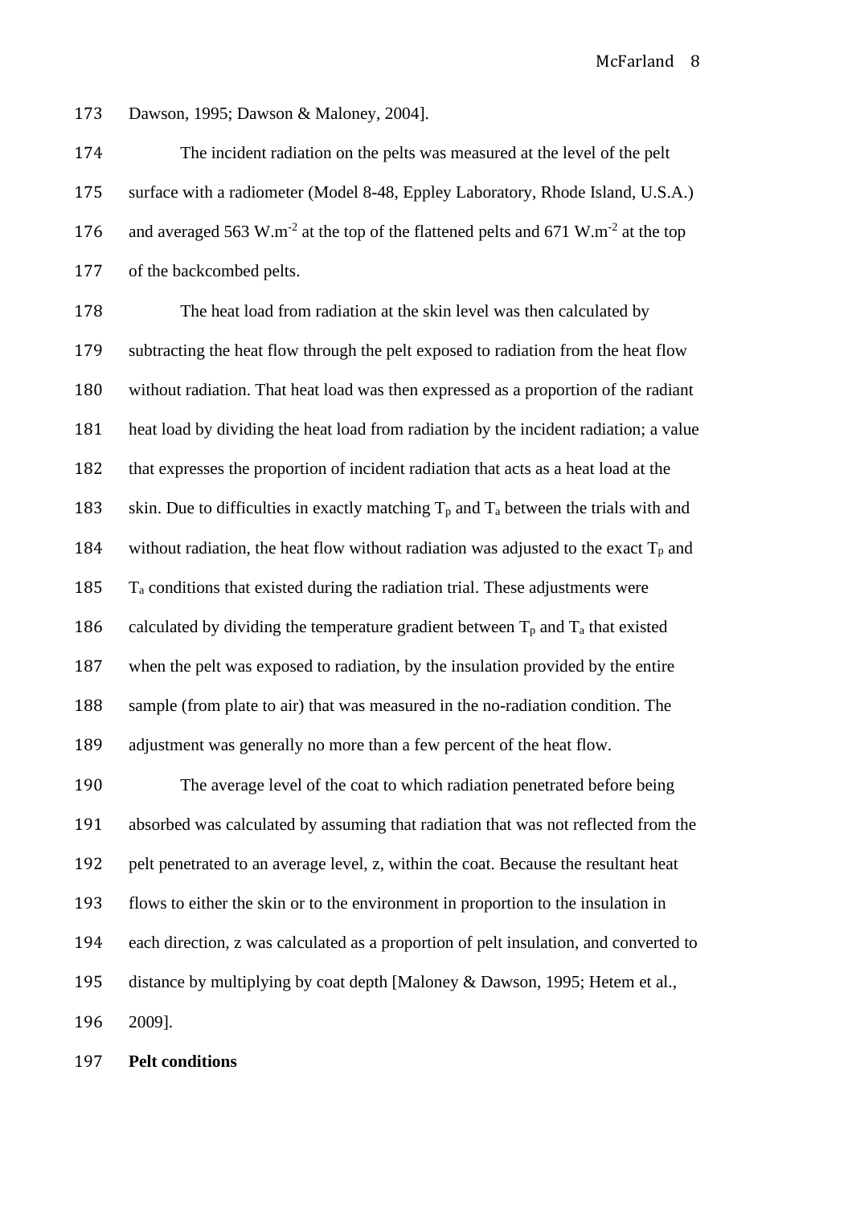Dawson, 1995; Dawson & Maloney, 2004].

The incident radiation on the pelts was measured at the level of the pelt surface with a radiometer (Model 8-48, Eppley Laboratory, Rhode Island, U.S.A.) and averaged 563 $W.m^{-2}$ at the top of the flattened pelts and 671 $W.m^{-2}$ at the top of the backcombed pelts.

The heat load from radiation at the skin level was then calculated by subtracting the heat flow through the pelt exposed to radiation from the heat flow without radiation. That heat load was then expressed as a proportion of the radiant heat load by dividing the heat load from radiation by the incident radiation; a value that expresses the proportion of incident radiation that acts as a heat load at the skin. Due to difficulties in exactly matching $T_p$ and $T_a$ between the trials with and without radiation, the heat flow without radiation was adjusted to the exact $T_p$ and $T_a$ conditions that existed during the radiation trial. These adjustments were calculated by dividing the temperature gradient between $T_p$ and $T_a$ that existed when the pelt was exposed to radiation, by the insulation provided by the entire sample (from plate to air) that was measured in the no-radiation condition. The adjustment was generally no more than a few percent of the heat flow.

The average level of the coat to which radiation penetrated before being absorbed was calculated by assuming that radiation that was not reflected from the pelt penetrated to an average level, z, within the coat. Because the resultant heat flows to either the skin or to the environment in proportion to the insulation in each direction, z was calculated as a proportion of pelt insulation, and converted to distance by multiplying by coat depth [Maloney & Dawson, 1995; Hetem et al., 2009].

**Pelt conditions**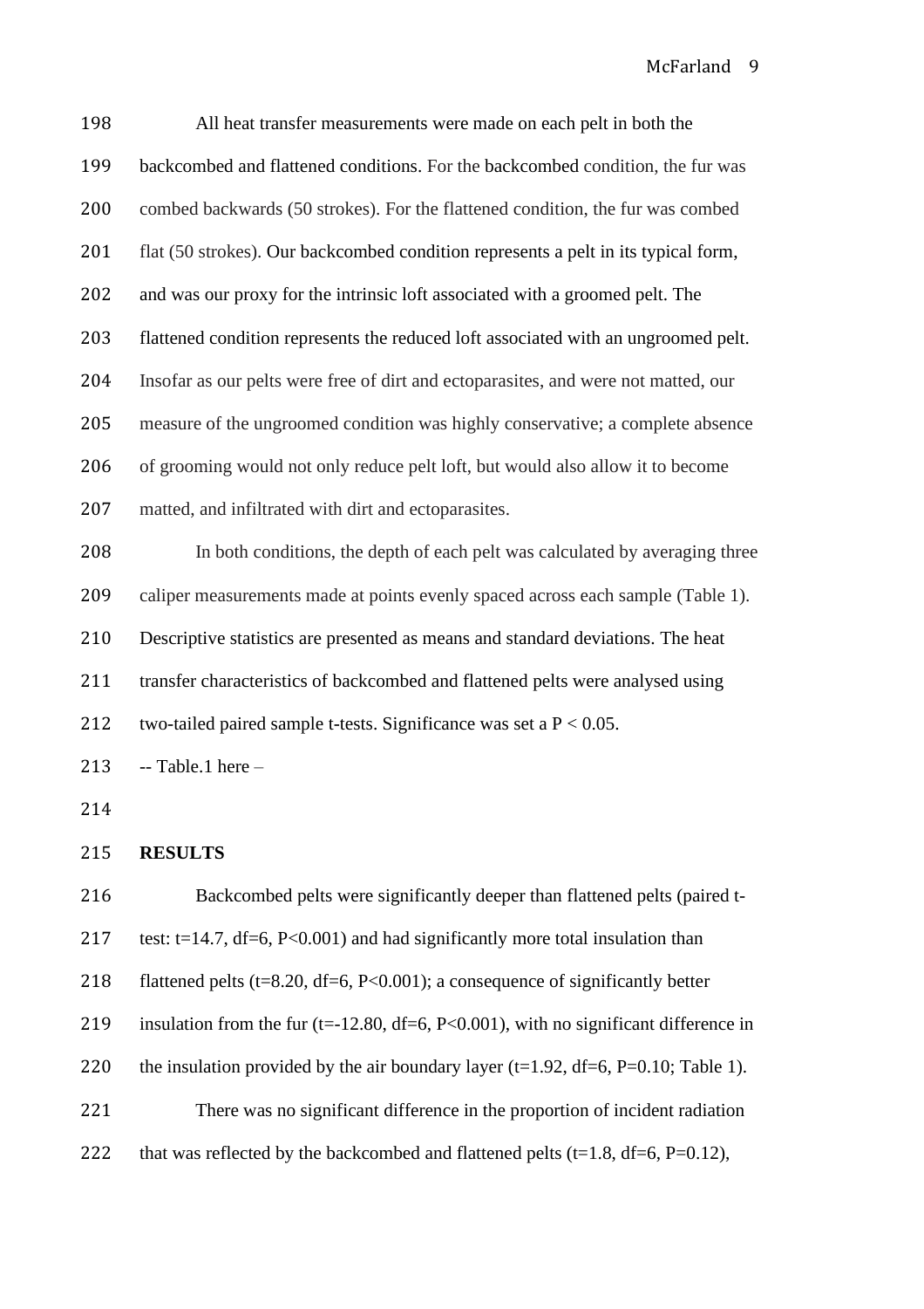All heat transfer measurements were made on each pelt in both the backcombed and flattened conditions. For the backcombed condition, the fur was combed backwards (50 strokes). For the flattened condition, the fur was combed flat (50 strokes). Our backcombed condition represents a pelt in its typical form, and was our proxy for the intrinsic loft associated with a groomed pelt. The flattened condition represents the reduced loft associated with an ungroomed pelt. Insofar as our pelts were free of dirt and ectoparasites, and were not matted, our measure of the ungroomed condition was highly conservative; a complete absence of grooming would not only reduce pelt loft, but would also allow it to become matted, and infiltrated with dirt and ectoparasites.

In both conditions, the depth of each pelt was calculated by averaging three caliper measurements made at points evenly spaced across each sample (Table 1). Descriptive statistics are presented as means and standard deviations. The heat transfer characteristics of backcombed and flattened pelts were analysed using two-tailed paired sample t-tests. Significance was set a $P < 0.05$.

-- Table.1 here –

**RESULTS**

Backcombed pelts were significantly deeper than flattened pelts (paired t-test: $t=14.7$, $df=6$, $P<0.001$) and had significantly more total insulation than flattened pelts ($t=8.20$, $df=6$, $P<0.001$); a consequence of significantly better insulation from the fur ($t=-12.80$, $df=6$, $P<0.001$), with no significant difference in the insulation provided by the air boundary layer ($t=1.92$, $df=6$, $P=0.10$; Table 1).

There was no significant difference in the proportion of incident radiation that was reflected by the backcombed and flattened pelts ($t=1.8$, $df=6$, $P=0.12$),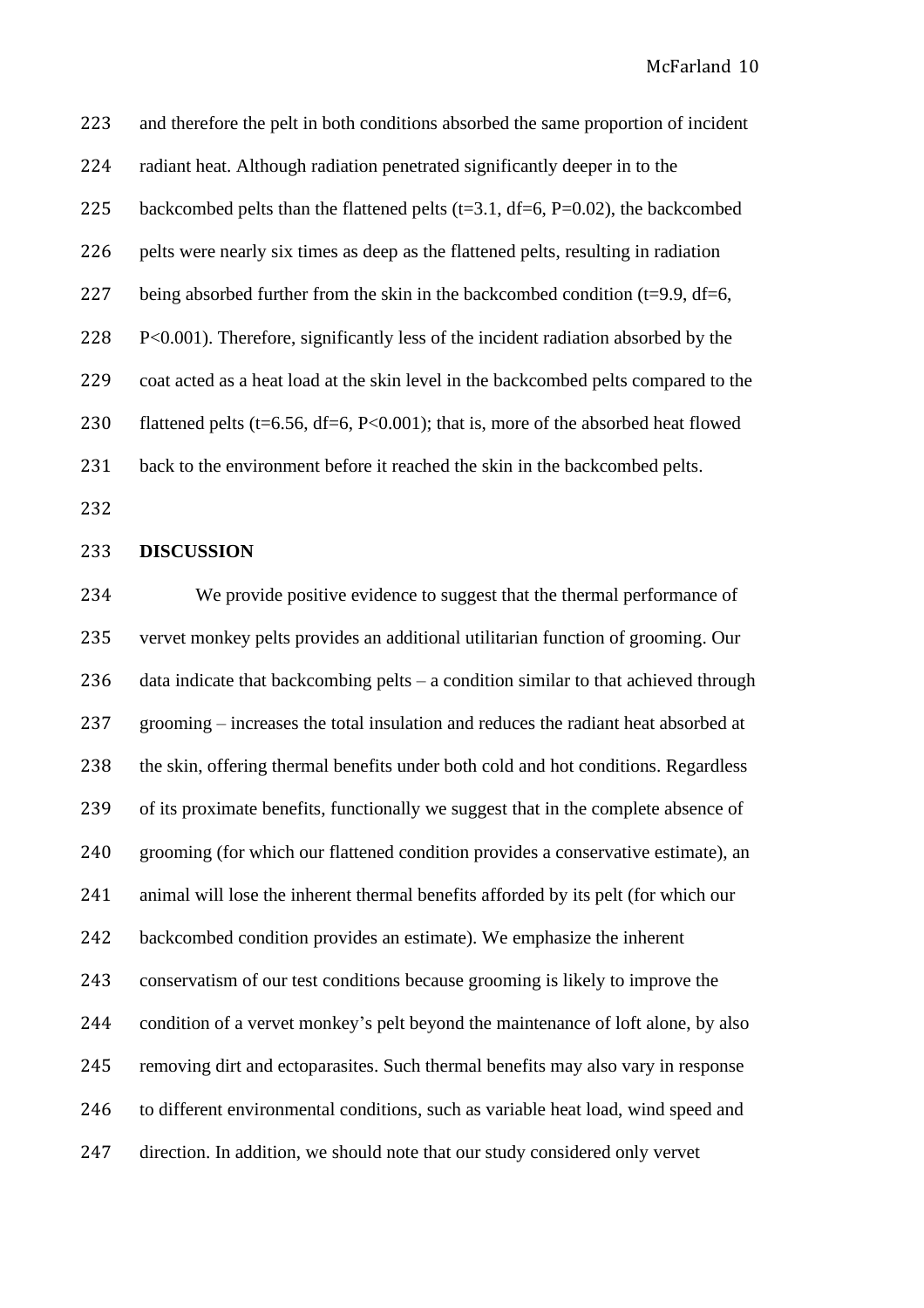and therefore the pelt in both conditions absorbed the same proportion of incident radiant heat. Although radiation penetrated significantly deeper in to the backcombed pelts than the flattened pelts ($t=3.1$, $df=6$, $P=0.02$), the backcombed pelts were nearly six times as deep as the flattened pelts, resulting in radiation being absorbed further from the skin in the backcombed condition ($t=9.9$, $df=6$, $P<0.001$). Therefore, significantly less of the incident radiation absorbed by the coat acted as a heat load at the skin level in the backcombed pelts compared to the flattened pelts ($t=6.56$, $df=6$, $P<0.001$); that is, more of the absorbed heat flowed back to the environment before it reached the skin in the backcombed pelts.

## DISCUSSION

We provide positive evidence to suggest that the thermal performance of vervet monkey pelts provides an additional utilitarian function of grooming. Our data indicate that backcombing pelts – a condition similar to that achieved through grooming – increases the total insulation and reduces the radiant heat absorbed at the skin, offering thermal benefits under both cold and hot conditions. Regardless of its proximate benefits, functionally we suggest that in the complete absence of grooming (for which our flattened condition provides a conservative estimate), an animal will lose the inherent thermal benefits afforded by its pelt (for which our backcombed condition provides an estimate). We emphasize the inherent conservatism of our test conditions because grooming is likely to improve the condition of a vervet monkey's pelt beyond the maintenance of loft alone, by also removing dirt and ectoparasites. Such thermal benefits may also vary in response to different environmental conditions, such as variable heat load, wind speed and direction. In addition, we should note that our study considered only vervet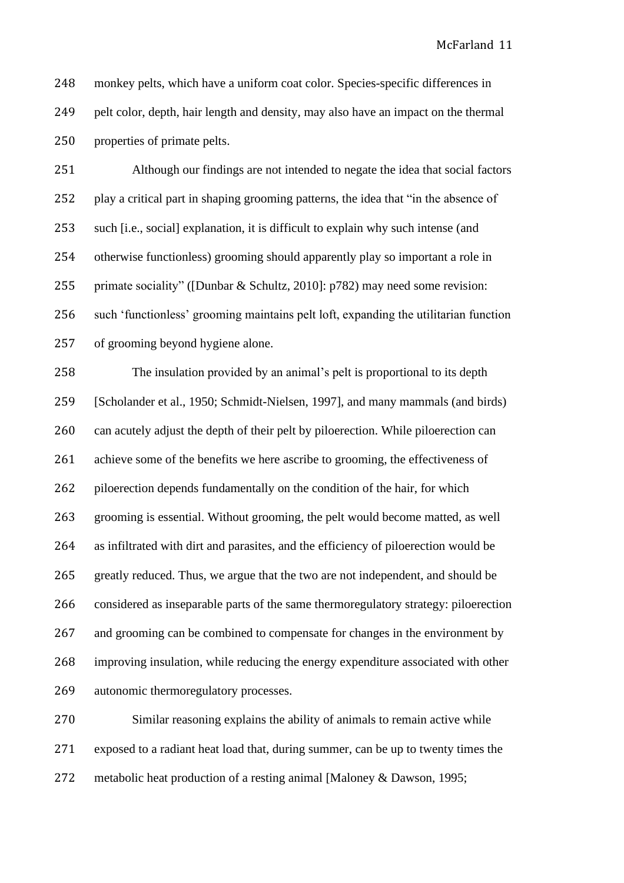monkey pelts, which have a uniform coat color. Species-specific differences in pelt color, depth, hair length and density, may also have an impact on the thermal properties of primate pelts.

Although our findings are not intended to negate the idea that social factors play a critical part in shaping grooming patterns, the idea that "in the absence of such [i.e., social] explanation, it is difficult to explain why such intense (and otherwise functionless) grooming should apparently play so important a role in primate sociality" ([Dunbar & Schultz, 2010]: p782) may need some revision: such 'functionless' grooming maintains pelt loft, expanding the utilitarian function of grooming beyond hygiene alone.

The insulation provided by an animal's pelt is proportional to its depth [Scholander et al., 1950; Schmidt-Nielsen, 1997], and many mammals (and birds) can acutely adjust the depth of their pelt by piloerection. While piloerection can achieve some of the benefits we here ascribe to grooming, the effectiveness of piloerection depends fundamentally on the condition of the hair, for which grooming is essential. Without grooming, the pelt would become matted, as well as infiltrated with dirt and parasites, and the efficiency of piloerection would be greatly reduced. Thus, we argue that the two are not independent, and should be considered as inseparable parts of the same thermoregulatory strategy: piloerection and grooming can be combined to compensate for changes in the environment by improving insulation, while reducing the energy expenditure associated with other autonomic thermoregulatory processes.

Similar reasoning explains the ability of animals to remain active while exposed to a radiant heat load that, during summer, can be up to twenty times the metabolic heat production of a resting animal [Maloney & Dawson, 1995;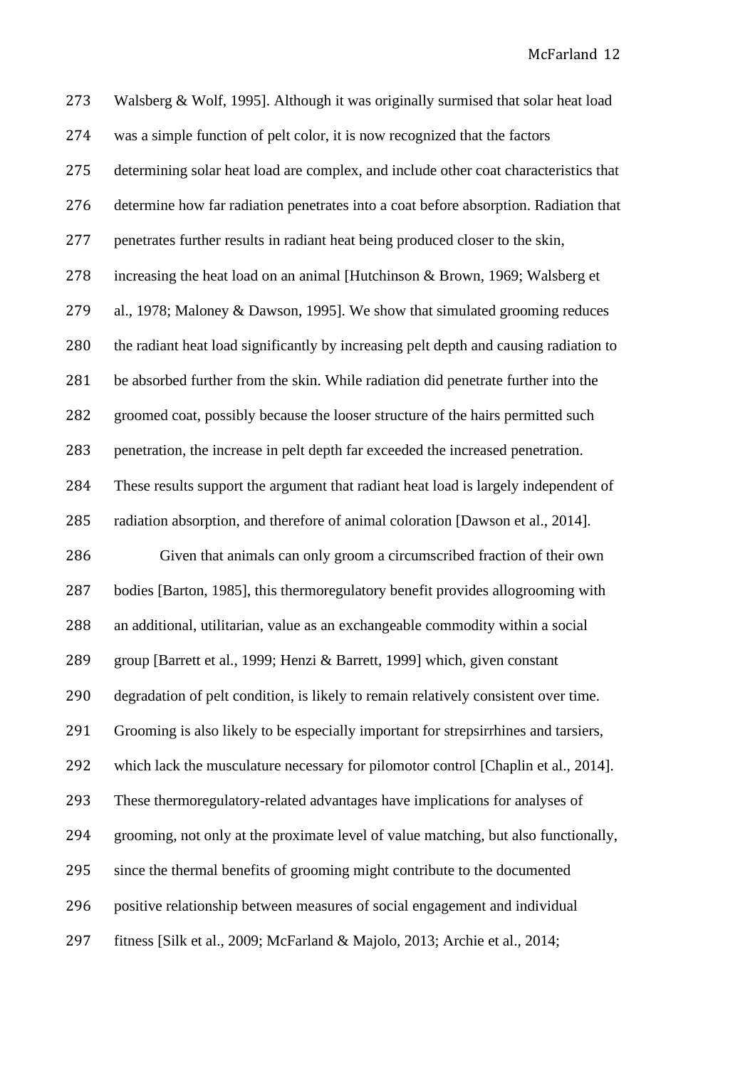Walsberg & Wolf, 1995]. Although it was originally surmised that solar heat load was a simple function of pelt color, it is now recognized that the factors determining solar heat load are complex, and include other coat characteristics that determine how far radiation penetrates into a coat before absorption. Radiation that penetrates further results in radiant heat being produced closer to the skin, increasing the heat load on an animal [Hutchinson & Brown, 1969; Walsberg et al., 1978; Maloney & Dawson, 1995]. We show that simulated grooming reduces the radiant heat load significantly by increasing pelt depth and causing radiation to be absorbed further from the skin. While radiation did penetrate further into the groomed coat, possibly because the looser structure of the hairs permitted such penetration, the increase in pelt depth far exceeded the increased penetration. These results support the argument that radiant heat load is largely independent of radiation absorption, and therefore of animal coloration [Dawson et al., 2014].

Given that animals can only groom a circumscribed fraction of their own bodies [Barton, 1985], this thermoregulatory benefit provides allogrooming with an additional, utilitarian, value as an exchangeable commodity within a social group [Barrett et al., 1999; Henzi & Barrett, 1999] which, given constant degradation of pelt condition, is likely to remain relatively consistent over time. Grooming is also likely to be especially important for strepsirrhines and tarsiers, which lack the musculature necessary for pilomotor control [Chaplin et al., 2014]. These thermoregulatory-related advantages have implications for analyses of grooming, not only at the proximate level of value matching, but also functionally, since the thermal benefits of grooming might contribute to the documented positive relationship between measures of social engagement and individual fitness [Silk et al., 2009; McFarland & Majolo, 2013; Archie et al., 2014;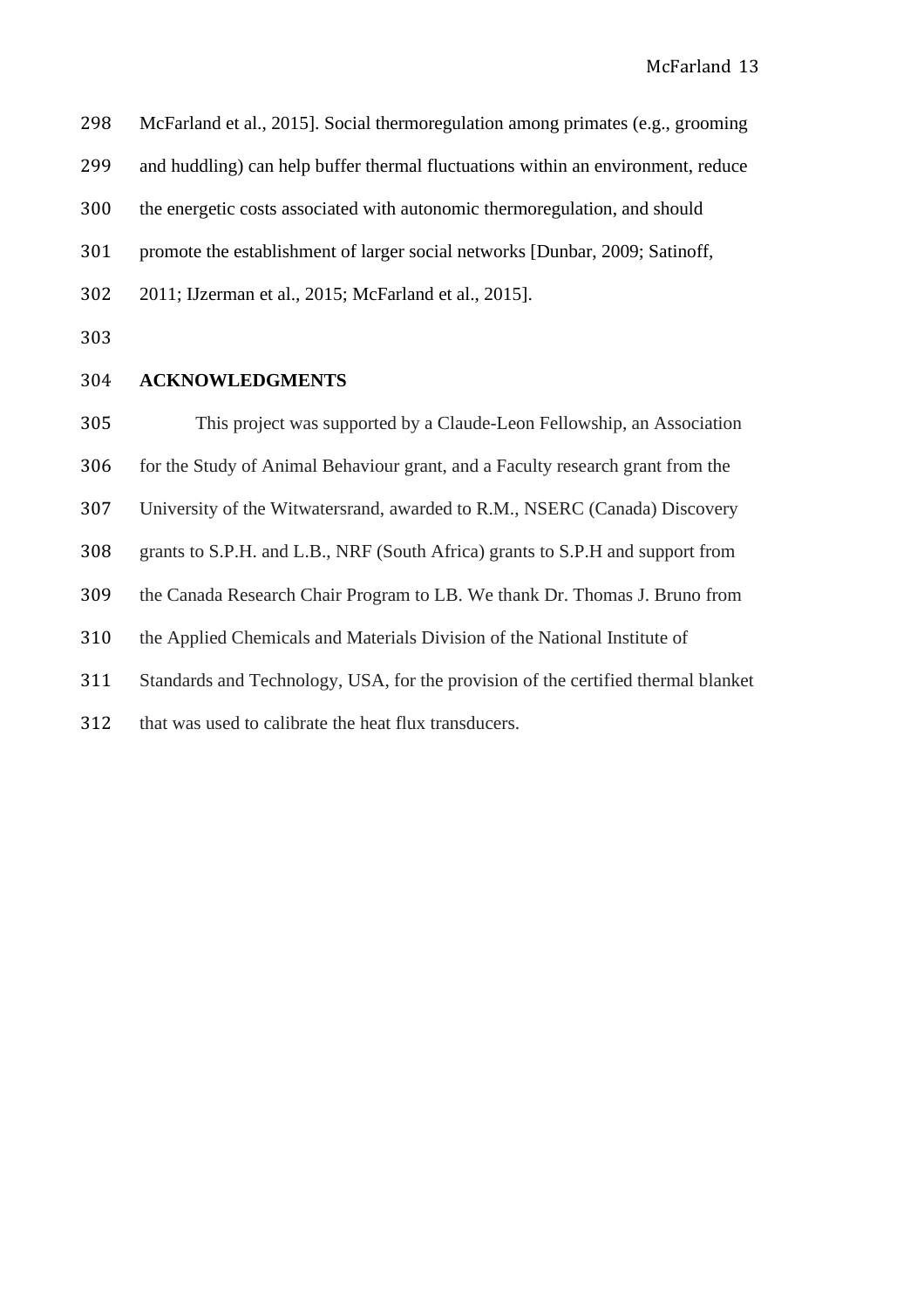McFarland et al., 2015]. Social thermoregulation among primates (e.g., grooming and huddling) can help buffer thermal fluctuations within an environment, reduce the energetic costs associated with autonomic thermoregulation, and should promote the establishment of larger social networks [Dunbar, 2009; Satinoff, 2011; IJzerman et al., 2015; McFarland et al., 2015].

## ACKNOWLEDGMENTS

This project was supported by a Claude-Leon Fellowship, an Association for the Study of Animal Behaviour grant, and a Faculty research grant from the University of the Witwatersrand, awarded to R.M., NSERC (Canada) Discovery grants to S.P.H. and L.B., NRF (South Africa) grants to S.P.H and support from the Canada Research Chair Program to LB. We thank Dr. Thomas J. Bruno from the Applied Chemicals and Materials Division of the National Institute of Standards and Technology, USA, for the provision of the certified thermal blanket that was used to calibrate the heat flux transducers.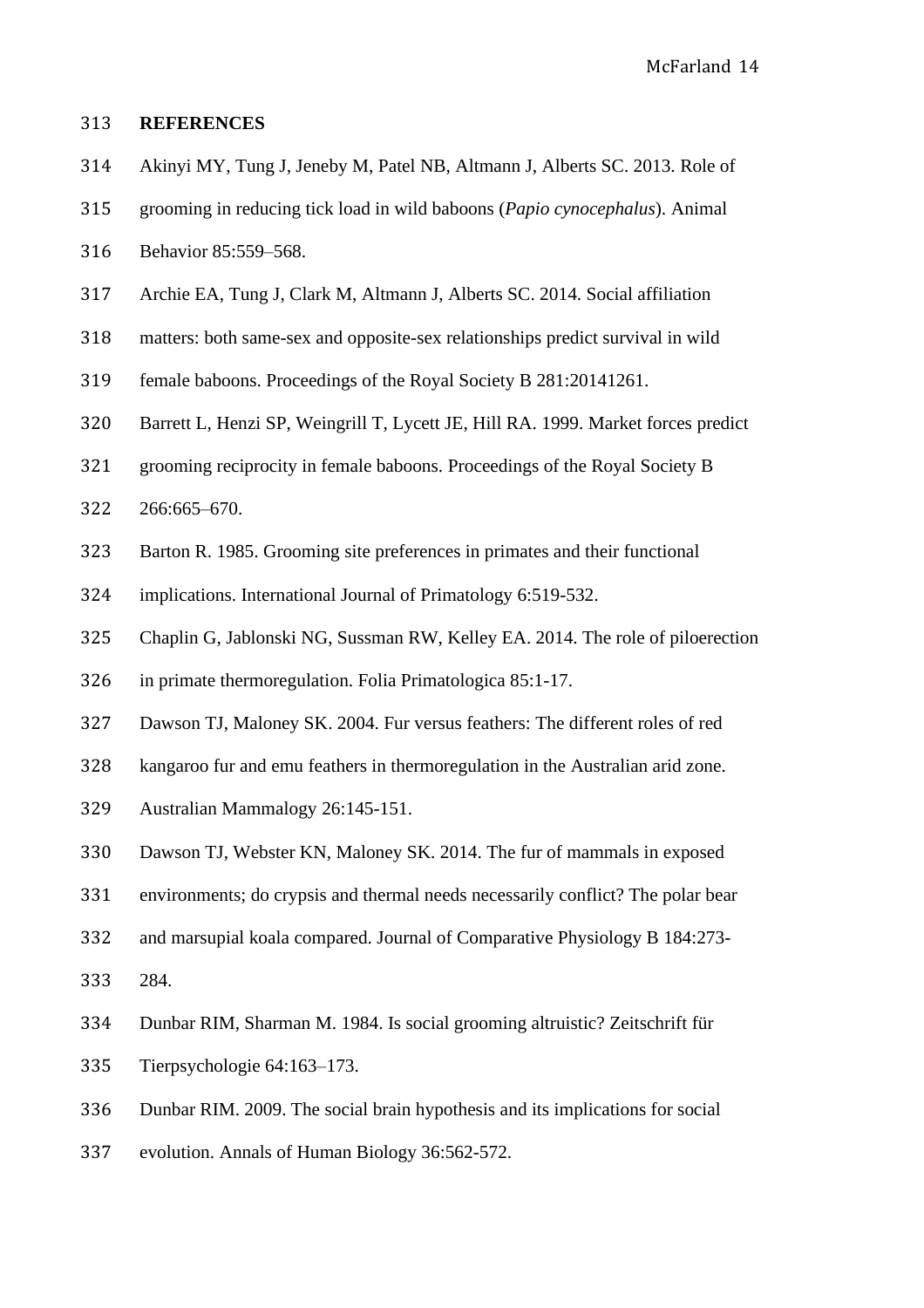## REFERENCES

Akinyi MY, Tung J, Jeneby M, Patel NB, Altmann J, Alberts SC. 2013. Role of grooming in reducing tick load in wild baboons (*Papio cynocephalus*). Animal Behavior 85:559–568.

Archie EA, Tung J, Clark M, Altmann J, Alberts SC. 2014. Social affiliation matters: both same-sex and opposite-sex relationships predict survival in wild female baboons. Proceedings of the Royal Society B 281:20141261.

Barrett L, Henzi SP, Weingrill T, Lycett JE, Hill RA. 1999. Market forces predict grooming reciprocity in female baboons. Proceedings of the Royal Society B 266:665–670.

Barton R. 1985. Grooming site preferences in primates and their functional implications. International Journal of Primatology 6:519-532.

Chaplin G, Jablonski NG, Sussman RW, Kelley EA. 2014. The role of piloerection in primate thermoregulation. Folia Primatologica 85:1-17.

Dawson TJ, Maloney SK. 2004. Fur versus feathers: The different roles of red kangaroo fur and emu feathers in thermoregulation in the Australian arid zone. Australian Mammalogy 26:145-151.

Dawson TJ, Webster KN, Maloney SK. 2014. The fur of mammals in exposed environments; do crypsis and thermal needs necessarily conflict? The polar bear and marsupial koala compared. Journal of Comparative Physiology B 184:273-284.

Dunbar RIM, Sharman M. 1984. Is social grooming altruistic? Zeitschrift für Tierpsychologie 64:163–173.

Dunbar RIM. 2009. The social brain hypothesis and its implications for social evolution. Annals of Human Biology 36:562-572.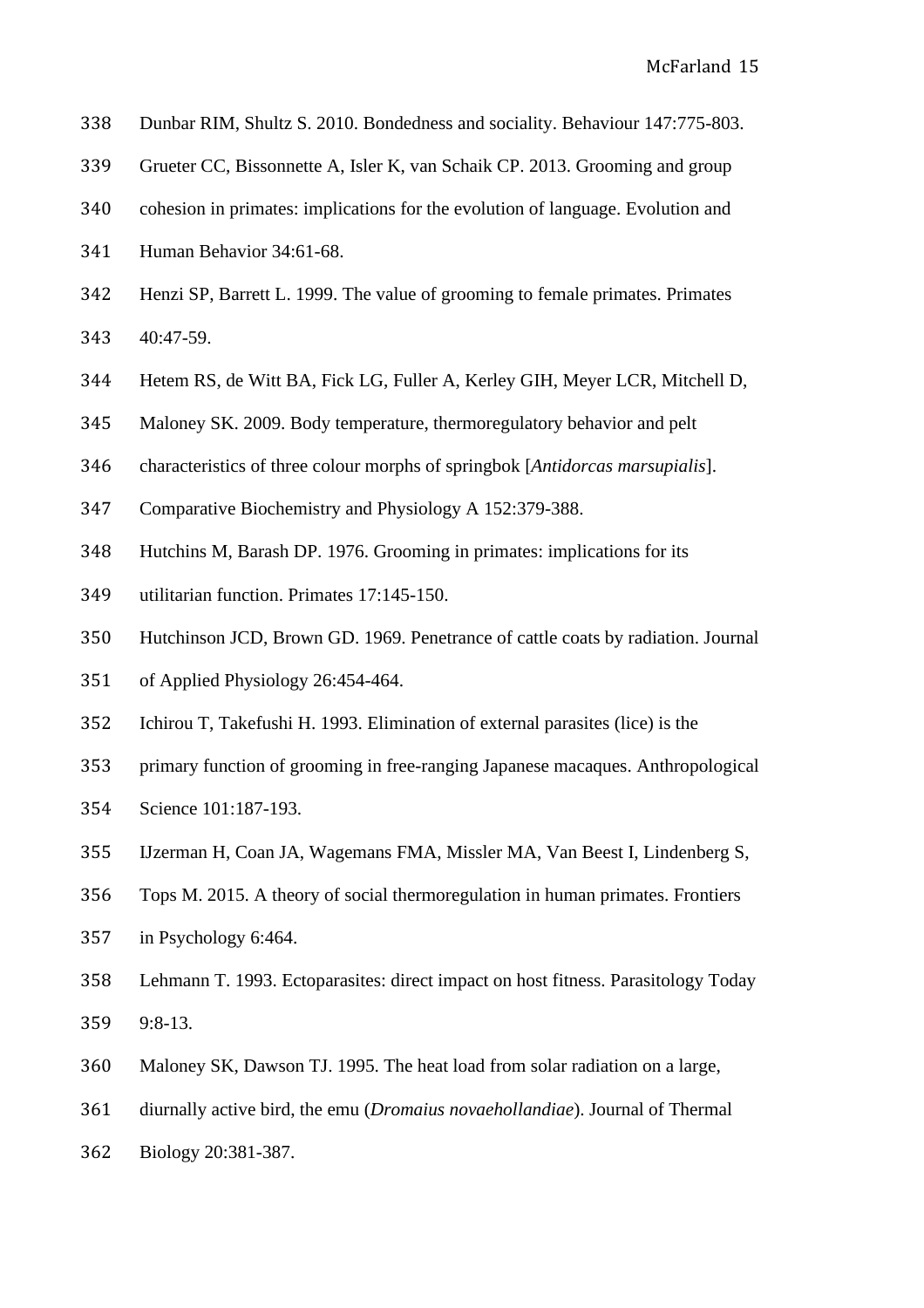Dunbar RIM, Shultz S. 2010. Bondedness and sociality. Behaviour 147:775-803.

Grueter CC, Bissonnette A, Isler K, van Schaik CP. 2013. Grooming and group cohesion in primates: implications for the evolution of language. Evolution and Human Behavior 34:61-68.

Henzi SP, Barrett L. 1999. The value of grooming to female primates. Primates 40:47-59.

Hetem RS, de Witt BA, Fick LG, Fuller A, Kerley GIH, Meyer LCR, Mitchell D, Maloney SK. 2009. Body temperature, thermoregulatory behavior and pelt characteristics of three colour morphs of springbok [*Antidorcas marsupialis*]. Comparative Biochemistry and Physiology A 152:379-388.

Hutchins M, Barash DP. 1976. Grooming in primates: implications for its utilitarian function. Primates 17:145-150.

Hutchinson JCD, Brown GD. 1969. Penetrance of cattle coats by radiation. Journal of Applied Physiology 26:454-464.

Ichirou T, Takefushi H. 1993. Elimination of external parasites (lice) is the primary function of grooming in free-ranging Japanese macaques. Anthropological Science 101:187-193.

IJzerman H, Coan JA, Wagemans FMA, Missler MA, Van Beest I, Lindenberg S, Tops M. 2015. A theory of social thermoregulation in human primates. Frontiers in Psychology 6:464.

Lehmann T. 1993. Ectoparasites: direct impact on host fitness. Parasitology Today 9:8-13.

Maloney SK, Dawson TJ. 1995. The heat load from solar radiation on a large, diurnally active bird, the emu (*Dromaius novaehollandiae*). Journal of Thermal Biology 20:381-387.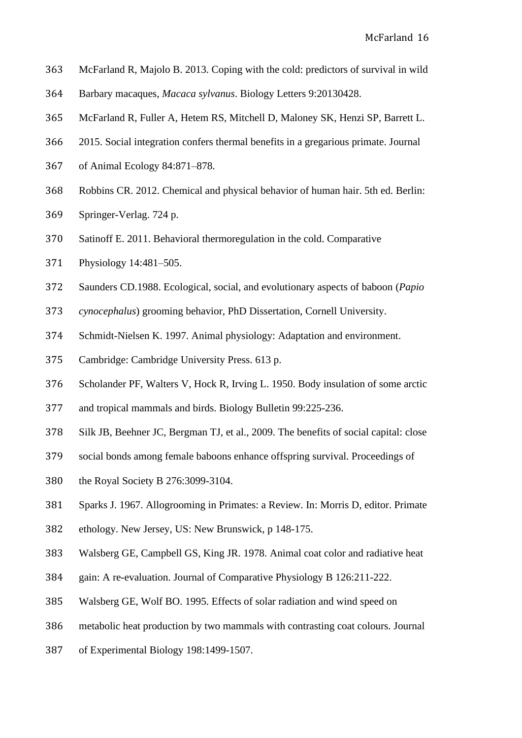363 McFarland R, Majolo B. 2013. Coping with the cold: predictors of survival in wild

364 Barbary macaques, *Macaca sylvanus*. Biology Letters 9:20130428.

365 McFarland R, Fuller A, Hetem RS, Mitchell D, Maloney SK, Henzi SP, Barrett L.

366 2015. Social integration confers thermal benefits in a gregarious primate. Journal

367 of Animal Ecology 84:871–878.

368 Robbins CR. 2012. Chemical and physical behavior of human hair. 5th ed. Berlin:

369 Springer-Verlag. 724 p.

370 Satinoff E. 2011. Behavioral thermoregulation in the cold. Comparative

371 Physiology 14:481–505.

372 Saunders CD.1988. Ecological, social, and evolutionary aspects of baboon (*Papio*

373 *cynocephalus*) grooming behavior, PhD Dissertation, Cornell University.

374 Schmidt-Nielsen K. 1997. Animal physiology: Adaptation and environment.

375 Cambridge: Cambridge University Press. 613 p.

376 Scholander PF, Walters V, Hock R, Irving L. 1950. Body insulation of some arctic

377 and tropical mammals and birds. Biology Bulletin 99:225-236.

378 Silk JB, Beehner JC, Bergman TJ, et al., 2009. The benefits of social capital: close

379 social bonds among female baboons enhance offspring survival. Proceedings of

380 the Royal Society B 276:3099-3104.

381 Sparks J. 1967. Allogrooming in Primates: a Review. In: Morris D, editor. Primate

382 ethology. New Jersey, US: New Brunswick, p 148-175.

383 Walsberg GE, Campbell GS, King JR. 1978. Animal coat color and radiative heat

384 gain: A re-evaluation. Journal of Comparative Physiology B 126:211-222.

385 Walsberg GE, Wolf BO. 1995. Effects of solar radiation and wind speed on

386 metabolic heat production by two mammals with contrasting coat colours. Journal

387 of Experimental Biology 198:1499-1507.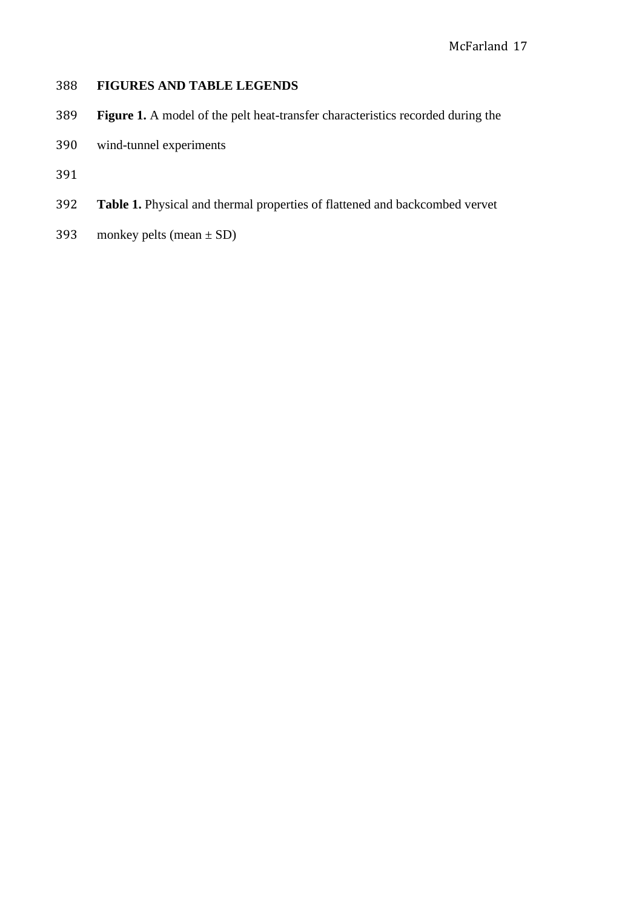## FIGURES AND TABLE LEGENDS

**Figure 1.** A model of the pelt heat-transfer characteristics recorded during the wind-tunnel experiments

**Table 1.** Physical and thermal properties of flattened and backcombed vervet monkey pelts (mean ± SD)